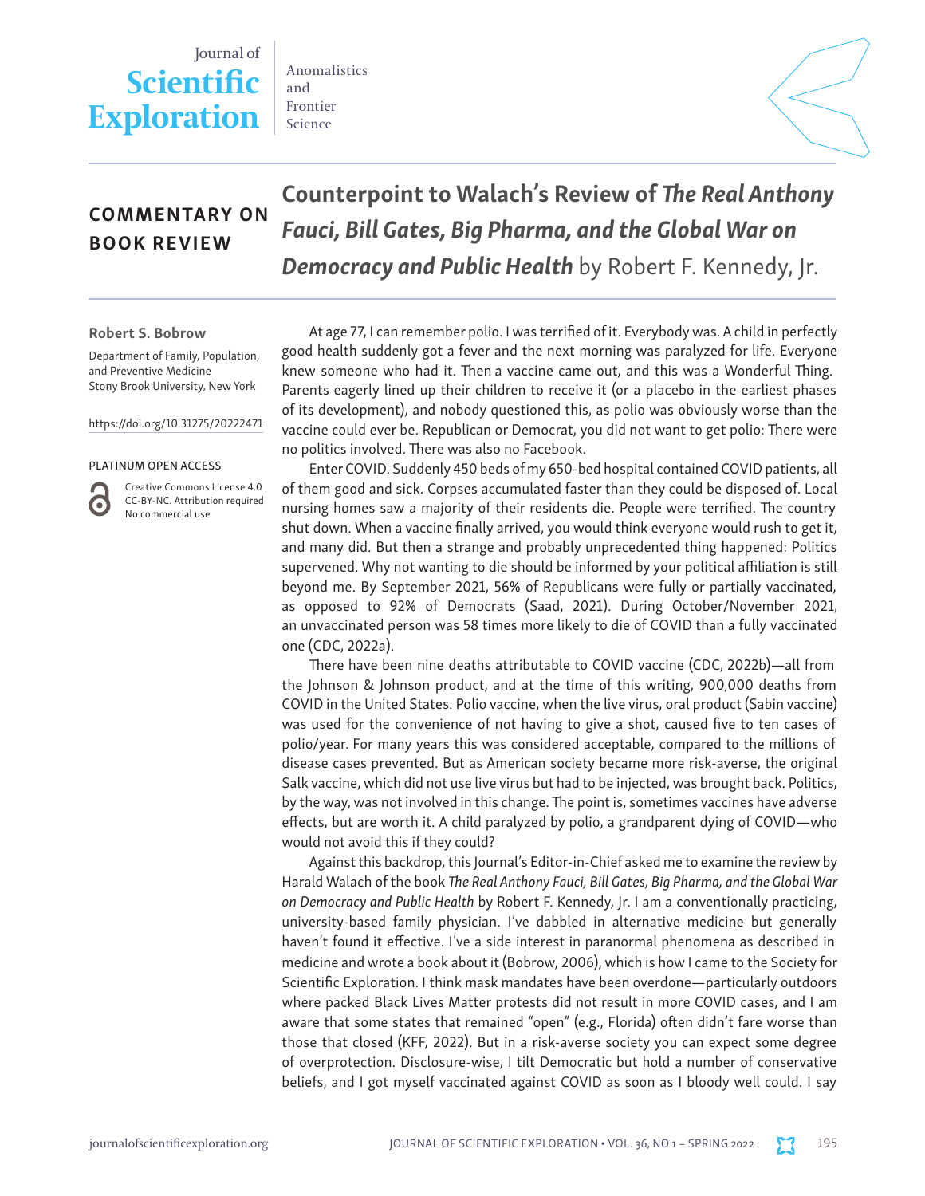Journal of **Scientific Exploration**

Anomalistics and Frontier Science

**COMMENTARY ON BOOK REVIEW**

# Counterpoint to Walach's Review of *The Real Anthony Fauci, Bill Gates, Big Pharma, and the Global War on Democracy and Public Health* by Robert F. Kennedy, Jr.

**Robert S. Bobrow**

Department of Family, Population, and Preventive Medicine
Stony Brook University, New York

https://doi.org/10.31275/20222471

PLATINUM OPEN ACCESS

Creative Commons License 4.0
CC-BY-NC. Attribution required
No commercial use

At age 77, I can remember polio. I was terrified of it. Everybody was. A child in perfectly good health suddenly got a fever and the next morning was paralyzed for life. Everyone knew someone who had it. Then a vaccine came out, and this was a Wonderful Thing. Parents eagerly lined up their children to receive it (or a placebo in the earliest phases of its development), and nobody questioned this, as polio was obviously worse than the vaccine could ever be. Republican or Democrat, you did not want to get polio: There were no politics involved. There was also no Facebook.

Enter COVID. Suddenly 450 beds of my 650-bed hospital contained COVID patients, all of them good and sick. Corpses accumulated faster than they could be disposed of. Local nursing homes saw a majority of their residents die. People were terrified. The country shut down. When a vaccine finally arrived, you would think everyone would rush to get it, and many did. But then a strange and probably unprecedented thing happened: Politics supervened. Why not wanting to die should be informed by your political affiliation is still beyond me. By September 2021, 56% of Republicans were fully or partially vaccinated, as opposed to 92% of Democrats (Saad, 2021). During October/November 2021, an unvaccinated person was 58 times more likely to die of COVID than a fully vaccinated one (CDC, 2022a).

There have been nine deaths attributable to COVID vaccine (CDC, 2022b)—all from the Johnson & Johnson product, and at the time of this writing, 900,000 deaths from COVID in the United States. Polio vaccine, when the live virus, oral product (Sabin vaccine) was used for the convenience of not having to give a shot, caused five to ten cases of polio/year. For many years this was considered acceptable, compared to the millions of disease cases prevented. But as American society became more risk-averse, the original Salk vaccine, which did not use live virus but had to be injected, was brought back. Politics, by the way, was not involved in this change. The point is, sometimes vaccines have adverse effects, but are worth it. A child paralyzed by polio, a grandparent dying of COVID—who would not avoid this if they could?

Against this backdrop, this Journal's Editor-in-Chief asked me to examine the review by Harald Walach of the book *The Real Anthony Fauci, Bill Gates, Big Pharma, and the Global War on Democracy and Public Health* by Robert F. Kennedy, Jr. I am a conventionally practicing, university-based family physician. I've dabbled in alternative medicine but generally haven't found it effective. I've a side interest in paranormal phenomena as described in medicine and wrote a book about it (Bobrow, 2006), which is how I came to the Society for Scientific Exploration. I think mask mandates have been overdone—particularly outdoors where packed Black Lives Matter protests did not result in more COVID cases, and I am aware that some states that remained "open" (e.g., Florida) often didn't fare worse than those that closed (KFF, 2022). But in a risk-averse society you can expect some degree of overprotection. Disclosure-wise, I tilt Democratic but hold a number of conservative beliefs, and I got myself vaccinated against COVID as soon as I bloody well could. I say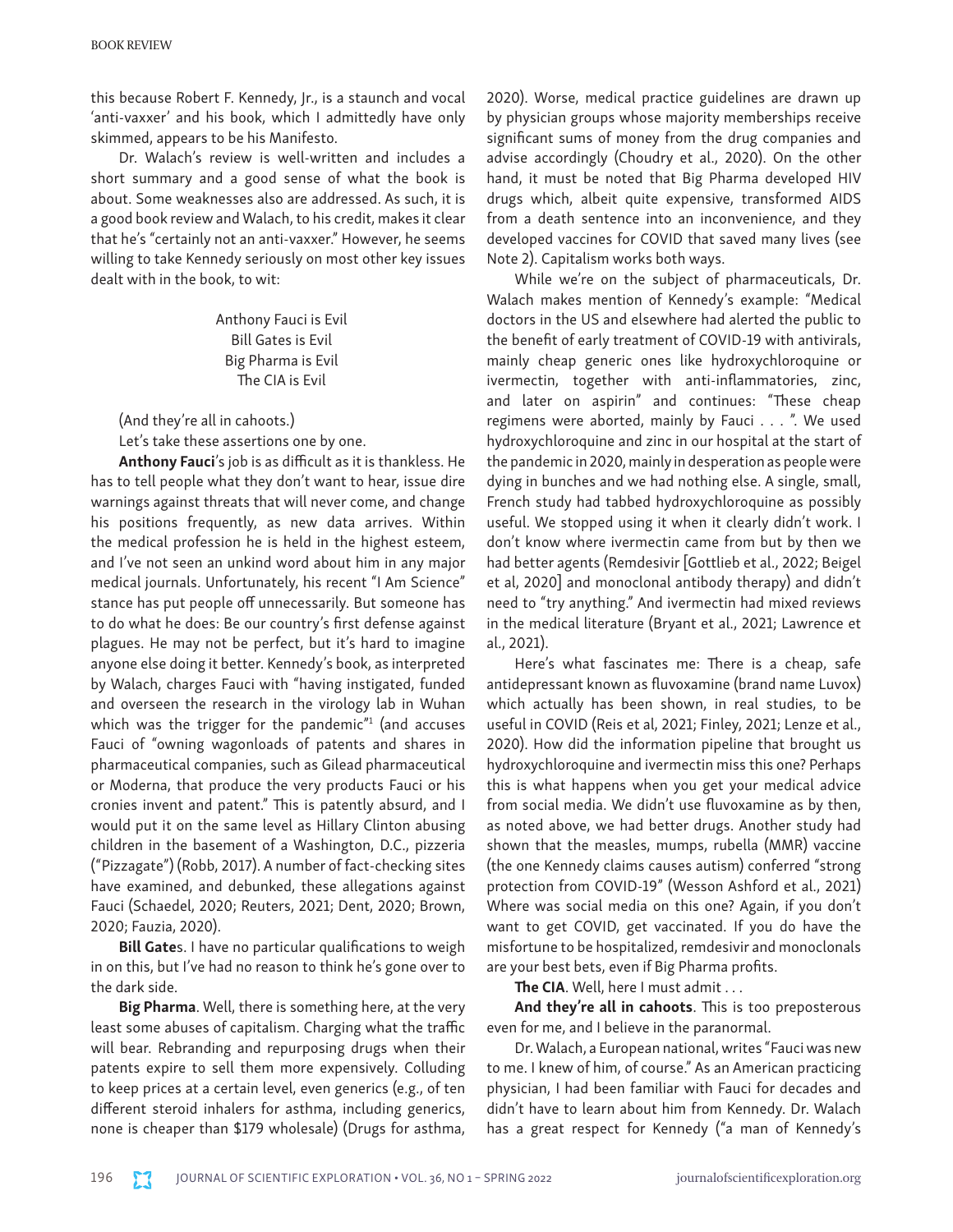this because Robert F. Kennedy, Jr., is a staunch and vocal 'anti-vaxxer' and his book, which I admittedly have only skimmed, appears to be his Manifesto.

Dr. Walach's review is well-written and includes a short summary and a good sense of what the book is about. Some weaknesses also are addressed. As such, it is a good book review and Walach, to his credit, makes it clear that he's "certainly not an anti-vaxxer." However, he seems willing to take Kennedy seriously on most other key issues dealt with in the book, to wit:

Anthony Fauci is Evil
Bill Gates is Evil
Big Pharma is Evil
The CIA is Evil

(And they're all in cahoots.)

Let's take these assertions one by one.

**Anthony Fauci**'s job is as difficult as it is thankless. He has to tell people what they don't want to hear, issue dire warnings against threats that will never come, and change his positions frequently, as new data arrives. Within the medical profession he is held in the highest esteem, and I've not seen an unkind word about him in any major medical journals. Unfortunately, his recent "I Am Science" stance has put people off unnecessarily. But someone has to do what he does: Be our country's first defense against plagues. He may not be perfect, but it's hard to imagine anyone else doing it better. Kennedy's book, as interpreted by Walach, charges Fauci with "having instigated, funded and overseen the research in the virology lab in Wuhan which was the trigger for the pandemic"[1] (and accuses Fauci of "owning wagonloads of patents and shares in pharmaceutical companies, such as Gilead pharmaceutical or Moderna, that produce the very products Fauci or his cronies invent and patent." This is patently absurd, and I would put it on the same level as Hillary Clinton abusing children in the basement of a Washington, D.C., pizzeria ("Pizzagate") (Robb, 2017). A number of fact-checking sites have examined, and debunked, these allegations against Fauci (Schaedel, 2020; Reuters, 2021; Dent, 2020; Brown, 2020; Fauzia, 2020).

**Bill Gate**s. I have no particular qualifications to weigh in on this, but I've had no reason to think he's gone over to the dark side.

**Big Pharma**. Well, there is something here, at the very least some abuses of capitalism. Charging what the traffic will bear. Rebranding and repurposing drugs when their patents expire to sell them more expensively. Colluding to keep prices at a certain level, even generics (e.g., of ten different steroid inhalers for asthma, including generics, none is cheaper than $179 wholesale) (Drugs for asthma, 2020). Worse, medical practice guidelines are drawn up by physician groups whose majority memberships receive significant sums of money from the drug companies and advise accordingly (Choudry et al., 2020). On the other hand, it must be noted that Big Pharma developed HIV drugs which, albeit quite expensive, transformed AIDS from a death sentence into an inconvenience, and they developed vaccines for COVID that saved many lives (see Note 2). Capitalism works both ways.

While we're on the subject of pharmaceuticals, Dr. Walach makes mention of Kennedy's example: "Medical doctors in the US and elsewhere had alerted the public to the benefit of early treatment of COVID-19 with antivirals, mainly cheap generic ones like hydroxychloroquine or ivermectin, together with anti-inflammatories, zinc, and later on aspirin" and continues: "These cheap regimens were aborted, mainly by Fauci . . . ". We used hydroxychloroquine and zinc in our hospital at the start of the pandemic in 2020, mainly in desperation as people were dying in bunches and we had nothing else. A single, small, French study had tabbed hydroxychloroquine as possibly useful. We stopped using it when it clearly didn't work. I don't know where ivermectin came from but by then we had better agents (Remdesivir [Gottlieb et al., 2022; Beigel et al, 2020] and monoclonal antibody therapy) and didn't need to "try anything." And ivermectin had mixed reviews in the medical literature (Bryant et al., 2021; Lawrence et al., 2021).

Here's what fascinates me: There is a cheap, safe antidepressant known as fluvoxamine (brand name Luvox) which actually has been shown, in real studies, to be useful in COVID (Reis et al, 2021; Finley, 2021; Lenze et al., 2020). How did the information pipeline that brought us hydroxychloroquine and ivermectin miss this one? Perhaps this is what happens when you get your medical advice from social media. We didn't use fluvoxamine as by then, as noted above, we had better drugs. Another study had shown that the measles, mumps, rubella (MMR) vaccine (the one Kennedy claims causes autism) conferred "strong protection from COVID-19" (Wesson Ashford et al., 2021) Where was social media on this one? Again, if you don't want to get COVID, get vaccinated. If you do have the misfortune to be hospitalized, remdesivir and monoclonals are your best bets, even if Big Pharma profits.

**The CIA**. Well, here I must admit . . .

**And they're all in cahoots**. This is too preposterous even for me, and I believe in the paranormal.

Dr. Walach, a European national, writes "Fauci was new to me. I knew of him, of course." As an American practicing physician, I had been familiar with Fauci for decades and didn't have to learn about him from Kennedy. Dr. Walach has a great respect for Kennedy ("a man of Kennedy's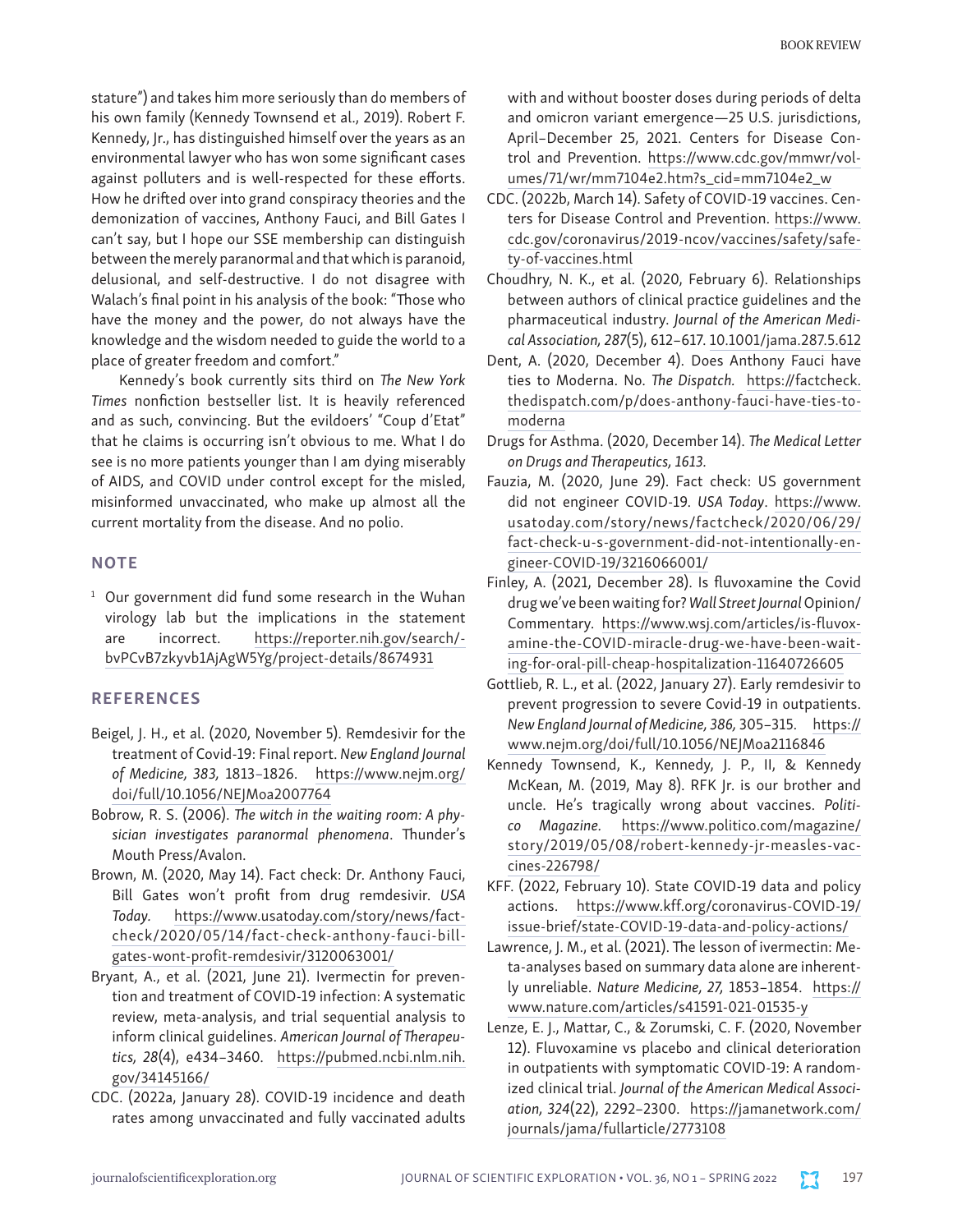stature") and takes him more seriously than do members of his own family (Kennedy Townsend et al., 2019). Robert F. Kennedy, Jr., has distinguished himself over the years as an environmental lawyer who has won some significant cases against polluters and is well-respected for these efforts. How he drifted over into grand conspiracy theories and the demonization of vaccines, Anthony Fauci, and Bill Gates I can't say, but I hope our SSE membership can distinguish between the merely paranormal and that which is paranoid, delusional, and self-destructive. I do not disagree with Walach's final point in his analysis of the book: "Those who have the money and the power, do not always have the knowledge and the wisdom needed to guide the world to a place of greater freedom and comfort."

Kennedy's book currently sits third on *The New York Times* nonfiction bestseller list. It is heavily referenced and as such, convincing. But the evildoers' "Coup d'Etat" that he claims is occurring isn't obvious to me. What I do see is no more patients younger than I am dying miserably of AIDS, and COVID under control except for the misled, misinformed unvaccinated, who make up almost all the current mortality from the disease. And no polio.

## NOTE

[1] Our government did fund some research in the Wuhan virology lab but the implications in the statement are incorrect. https://reporter.nih.gov/search/-bvPCvB7zkyvb1AjAgW5Yg/project-details/8674931

## REFERENCES

Beigel, J. H., et al. (2020, November 5). Remdesivir for the treatment of Covid-19: Final report. *New England Journal of Medicine, 383,* 1813–1826. https://www.nejm.org/doi/full/10.1056/NEJMoa2007764

Bobrow, R. S. (2006). *The witch in the waiting room: A physician investigates paranormal phenomena*. Thunder's Mouth Press/Avalon.

Brown, M. (2020, May 14). Fact check: Dr. Anthony Fauci, Bill Gates won't profit from drug remdesivir. *USA Today.* https://www.usatoday.com/story/news/factcheck/2020/05/14/fact-check-anthony-fauci-bill-gates-wont-profit-remdesivir/3120063001/

Bryant, A., et al. (2021, June 21). Ivermectin for prevention and treatment of COVID-19 infection: A systematic review, meta-analysis, and trial sequential analysis to inform clinical guidelines. *American Journal of Therapeutics, 28*(4), e434–3460. https://pubmed.ncbi.nlm.nih.gov/34145166/

CDC. (2022a, January 28). COVID-19 incidence and death rates among unvaccinated and fully vaccinated adults with and without booster doses during periods of delta and omicron variant emergence—25 U.S. jurisdictions, April–December 25, 2021. Centers for Disease Control and Prevention. https://www.cdc.gov/mmwr/volumes/71/wr/mm7104e2.htm?s_cid=mm7104e2_w

CDC. (2022b, March 14). Safety of COVID-19 vaccines. Centers for Disease Control and Prevention. https://www.cdc.gov/coronavirus/2019-ncov/vaccines/safety/safety-of-vaccines.html

Choudhry, N. K., et al. (2020, February 6). Relationships between authors of clinical practice guidelines and the pharmaceutical industry. *Journal of the American Medical Association, 287*(5), 612–617. 10.1001/jama.287.5.612

Dent, A. (2020, December 4). Does Anthony Fauci have ties to Moderna. No. *The Dispatch.* https://factcheck.thedispatch.com/p/does-anthony-fauci-have-ties-to-moderna

Drugs for Asthma. (2020, December 14). *The Medical Letter on Drugs and Therapeutics, 1613.*

Fauzia, M. (2020, June 29). Fact check: US government did not engineer COVID-19. *USA Today*. https://www.usatoday.com/story/news/factcheck/2020/06/29/fact-check-u-s-government-did-not-intentionally-engineer-COVID-19/3216066001/

Finley, A. (2021, December 28). Is fluvoxamine the Covid drug we've been waiting for? *Wall Street Journal* Opinion/Commentary. https://www.wsj.com/articles/is-fluvoxamine-the-COVID-miracle-drug-we-have-been-waiting-for-oral-pill-cheap-hospitalization-11640726605

Gottlieb, R. L., et al. (2022, January 27). Early remdesivir to prevent progression to severe Covid-19 in outpatients. *New England Journal of Medicine, 386,* 305–315. https://www.nejm.org/doi/full/10.1056/NEJMoa2116846

Kennedy Townsend, K., Kennedy, J. P., II, & Kennedy McKean, M. (2019, May 8). RFK Jr. is our brother and uncle. He's tragically wrong about vaccines. *Politico Magazine.* https://www.politico.com/magazine/story/2019/05/08/robert-kennedy-jr-measles-vaccines-226798/

KFF. (2022, February 10). State COVID-19 data and policy actions. https://www.kff.org/coronavirus-COVID-19/issue-brief/state-COVID-19-data-and-policy-actions/

Lawrence, J. M., et al. (2021). The lesson of ivermectin: Meta-analyses based on summary data alone are inherently unreliable. *Nature Medicine, 27,* 1853–1854. https://www.nature.com/articles/s41591-021-01535-y

Lenze, E. J., Mattar, C., & Zorumski, C. F. (2020, November 12). Fluvoxamine vs placebo and clinical deterioration in outpatients with symptomatic COVID-19: A randomized clinical trial. *Journal of the American Medical Association, 324*(22), 2292–2300. https://jamanetwork.com/journals/jama/fullarticle/2773108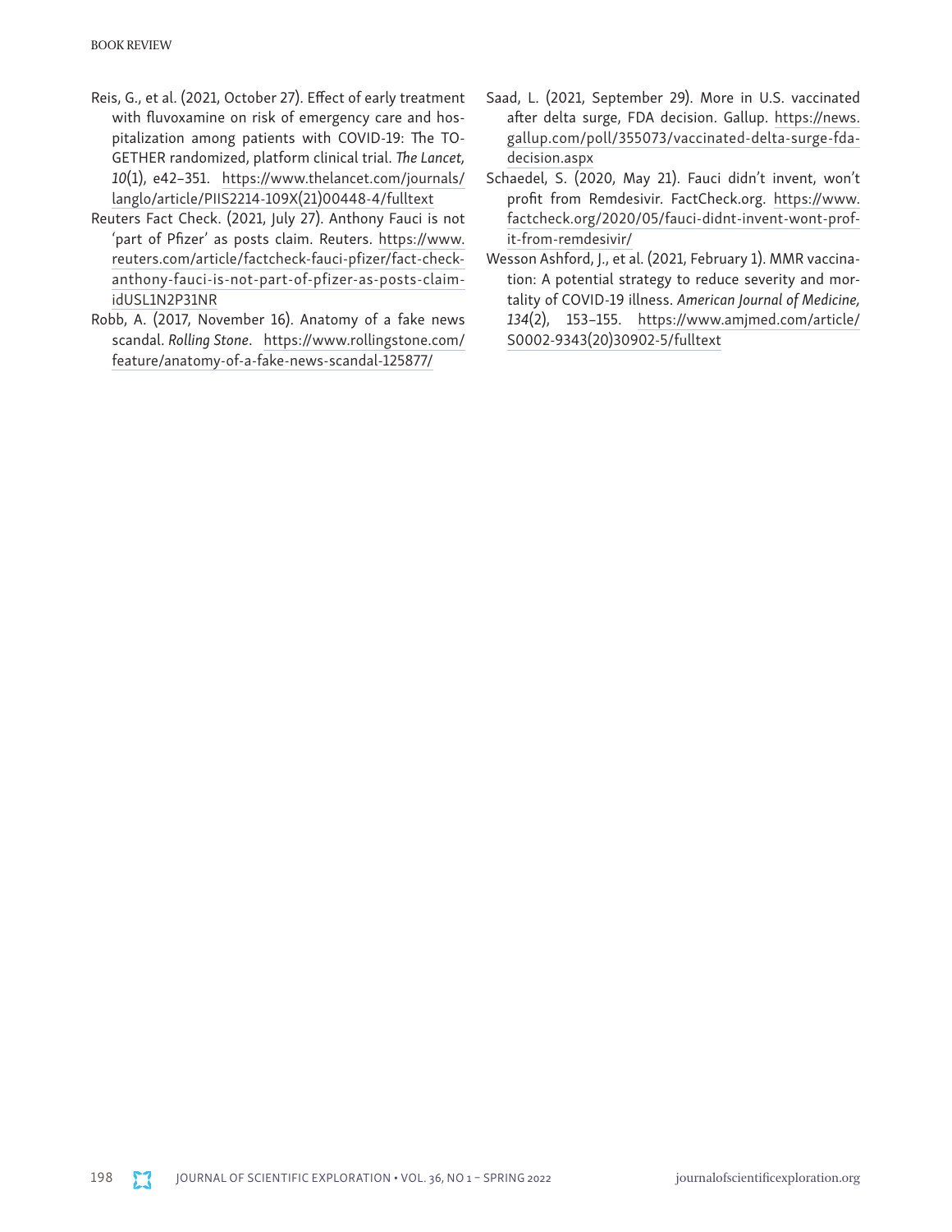Reis, G., et al. (2021, October 27). Effect of early treatment with fluvoxamine on risk of emergency care and hospitalization among patients with COVID-19: The TOGETHER randomized, platform clinical trial. *The Lancet, 10*(1), e42–351. https://www.thelancet.com/journals/langlo/article/PIIS2214-109X(21)00448-4/fulltext

Reuters Fact Check. (2021, July 27). Anthony Fauci is not 'part of Pfizer' as posts claim. Reuters. https://www.reuters.com/article/factcheck-fauci-pfizer/fact-check-anthony-fauci-is-not-part-of-pfizer-as-posts-claim-idUSL1N2P31NR

Robb, A. (2017, November 16). Anatomy of a fake news scandal. *Rolling Stone*. https://www.rollingstone.com/feature/anatomy-of-a-fake-news-scandal-125877/

Saad, L. (2021, September 29). More in U.S. vaccinated after delta surge, FDA decision. Gallup. https://news.gallup.com/poll/355073/vaccinated-delta-surge-fda-decision.aspx

Schaedel, S. (2020, May 21). Fauci didn't invent, won't profit from Remdesivir. FactCheck.org. https://www.factcheck.org/2020/05/fauci-didnt-invent-wont-profit-from-remdesivir/

Wesson Ashford, J., et al. (2021, February 1). MMR vaccination: A potential strategy to reduce severity and mortality of COVID-19 illness. *American Journal of Medicine, 134*(2), 153–155. https://www.amjmed.com/article/S0002-9343(20)30902-5/fulltext